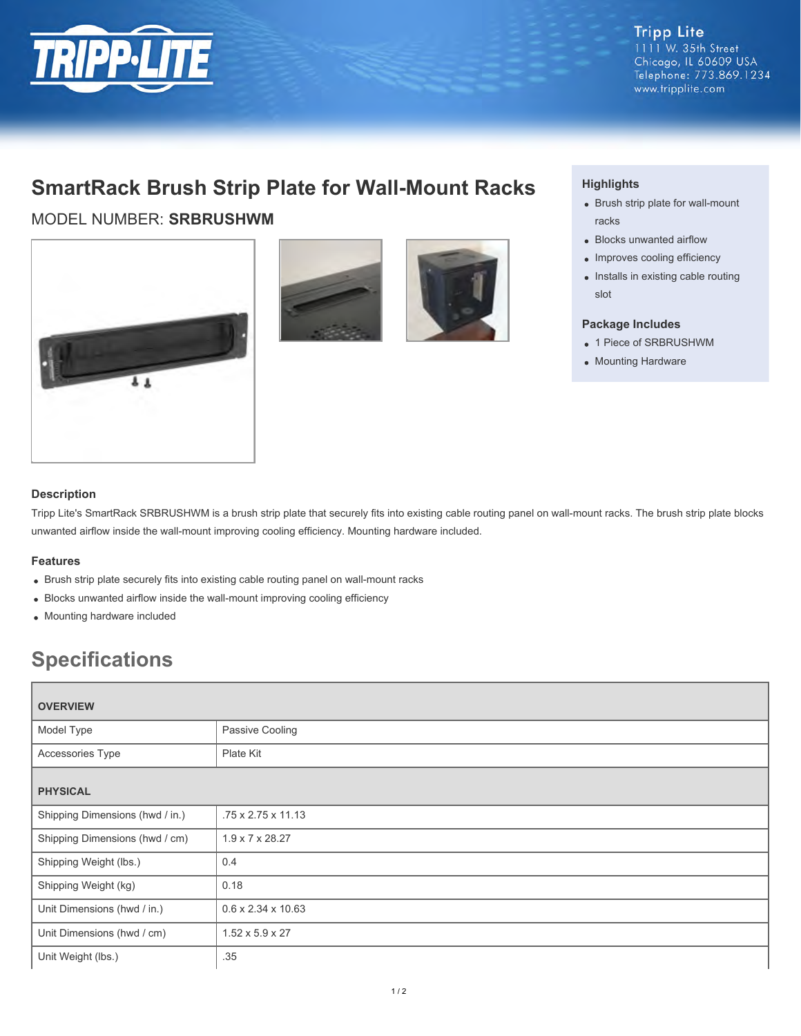Tripp Lite
1111 W. 35th Street
Chicago, IL 60609 USA
Telephone: 773.869.1234
www.tripplite.com

# SmartRack Brush Strip Plate for Wall-Mount Racks

MODEL NUMBER: **SRBRUSHWM**

### Highlights

- Brush strip plate for wall-mount racks
- Blocks unwanted airflow
- Improves cooling efficiency
- Installs in existing cable routing slot

### Package Includes

- 1 Piece of SRBRUSHWM
- Mounting Hardware

### Description

Tripp Lite's SmartRack SRBRUSHWM is a brush strip plate that securely fits into existing cable routing panel on wall-mount racks. The brush strip plate blocks unwanted airflow inside the wall-mount improving cooling efficiency. Mounting hardware included.

### Features

- Brush strip plate securely fits into existing cable routing panel on wall-mount racks
- Blocks unwanted airflow inside the wall-mount improving cooling efficiency
- Mounting hardware included

## Specifications

| OVERVIEW | |
|---|---|
| Model Type | Passive Cooling |
| Accessories Type | Plate Kit |
| **PHYSICAL** | |
| Shipping Dimensions (hwd / in.) | .75 x 2.75 x 11.13 |
| Shipping Dimensions (hwd / cm) | 1.9 x 7 x 28.27 |
| Shipping Weight (lbs.) | 0.4 |
| Shipping Weight (kg) | 0.18 |
| Unit Dimensions (hwd / in.) | 0.6 x 2.34 x 10.63 |
| Unit Dimensions (hwd / cm) | 1.52 x 5.9 x 27 |
| Unit Weight (lbs.) | .35 |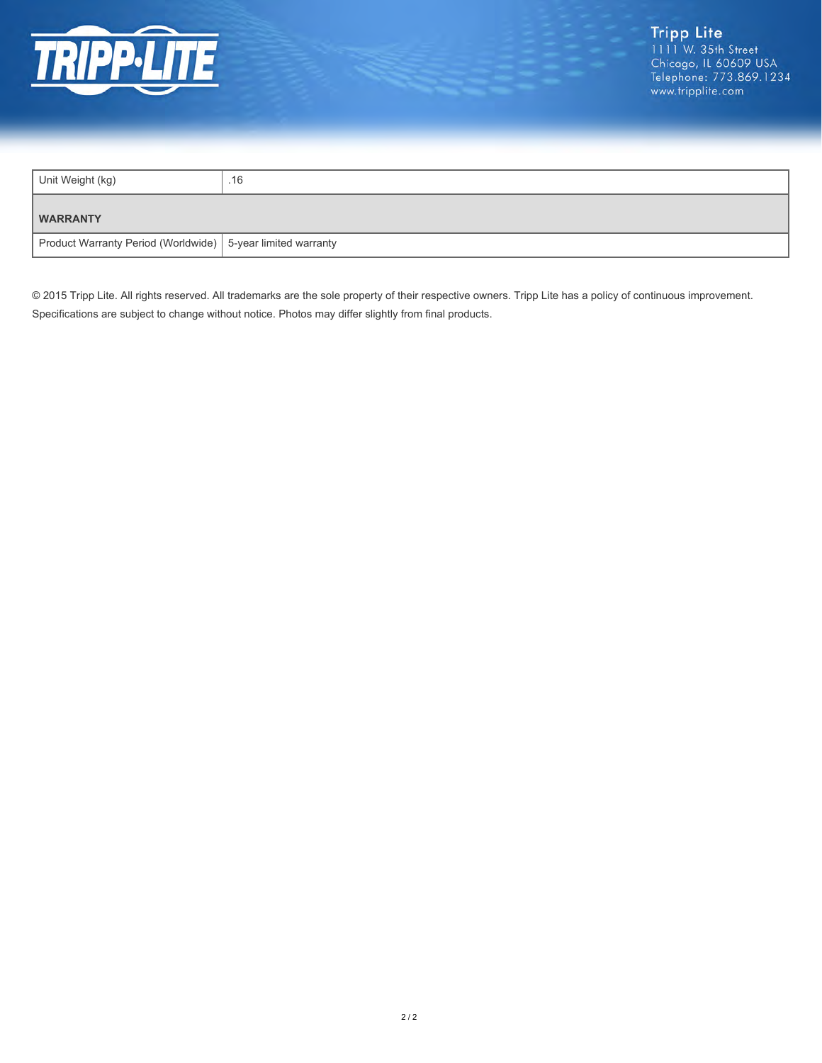| | |
|---|---|
| Unit Weight (kg) | .16 |
| **WARRANTY** | |
| Product Warranty Period (Worldwide) | 5-year limited warranty |

© 2015 Tripp Lite. All rights reserved. All trademarks are the sole property of their respective owners. Tripp Lite has a policy of continuous improvement. Specifications are subject to change without notice. Photos may differ slightly from final products.